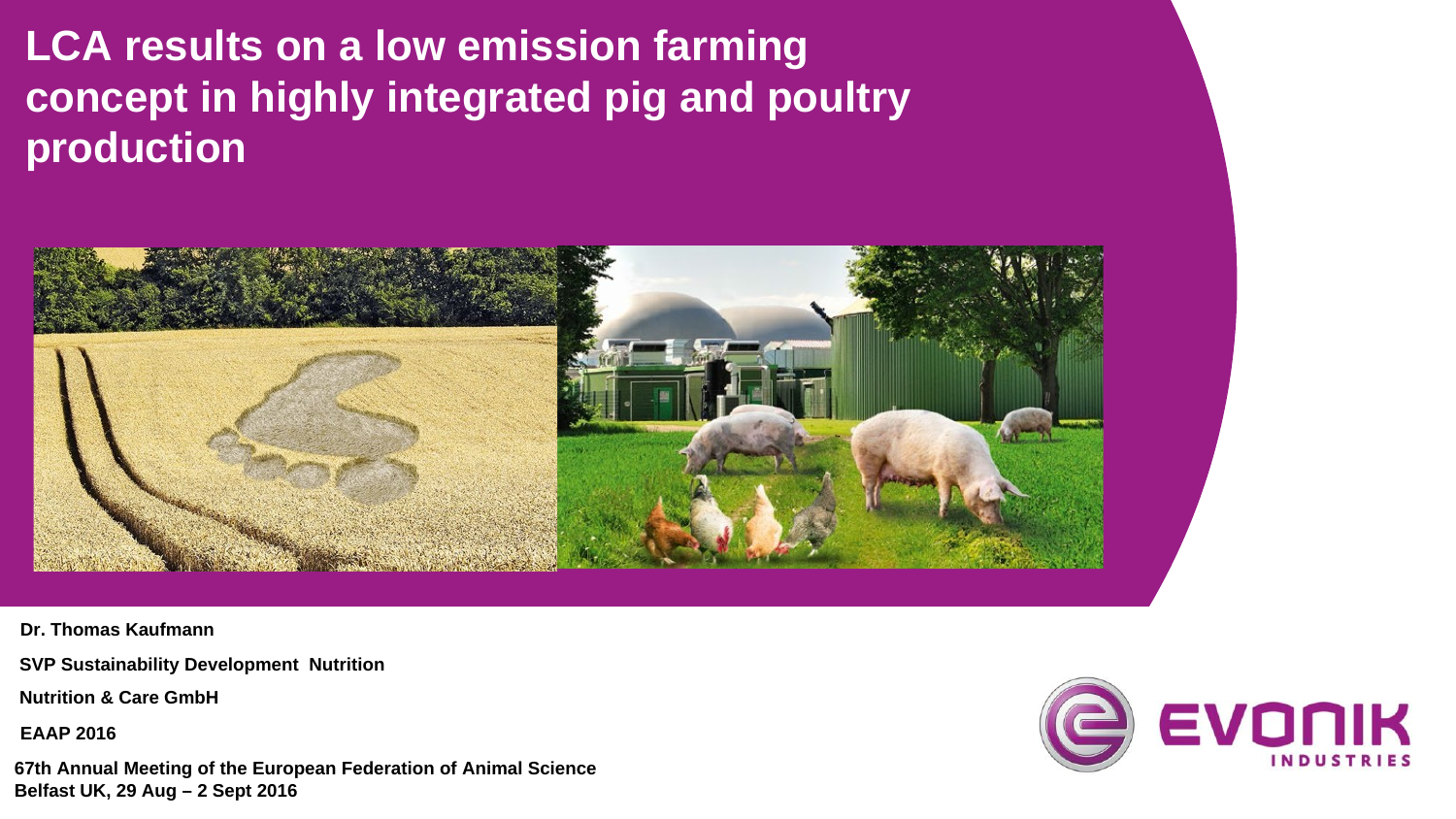# LCA results on a low emission farming concept in highly integrated pig and poultry production

**Dr. Thomas Kaufmann**

**SVP Sustainability Development Nutrition**

**Nutrition & Care GmbH**

**EAAP 2016**

**67th Annual Meeting of the European Federation of Animal Science**
**Belfast UK, 29 Aug – 2 Sept 2016**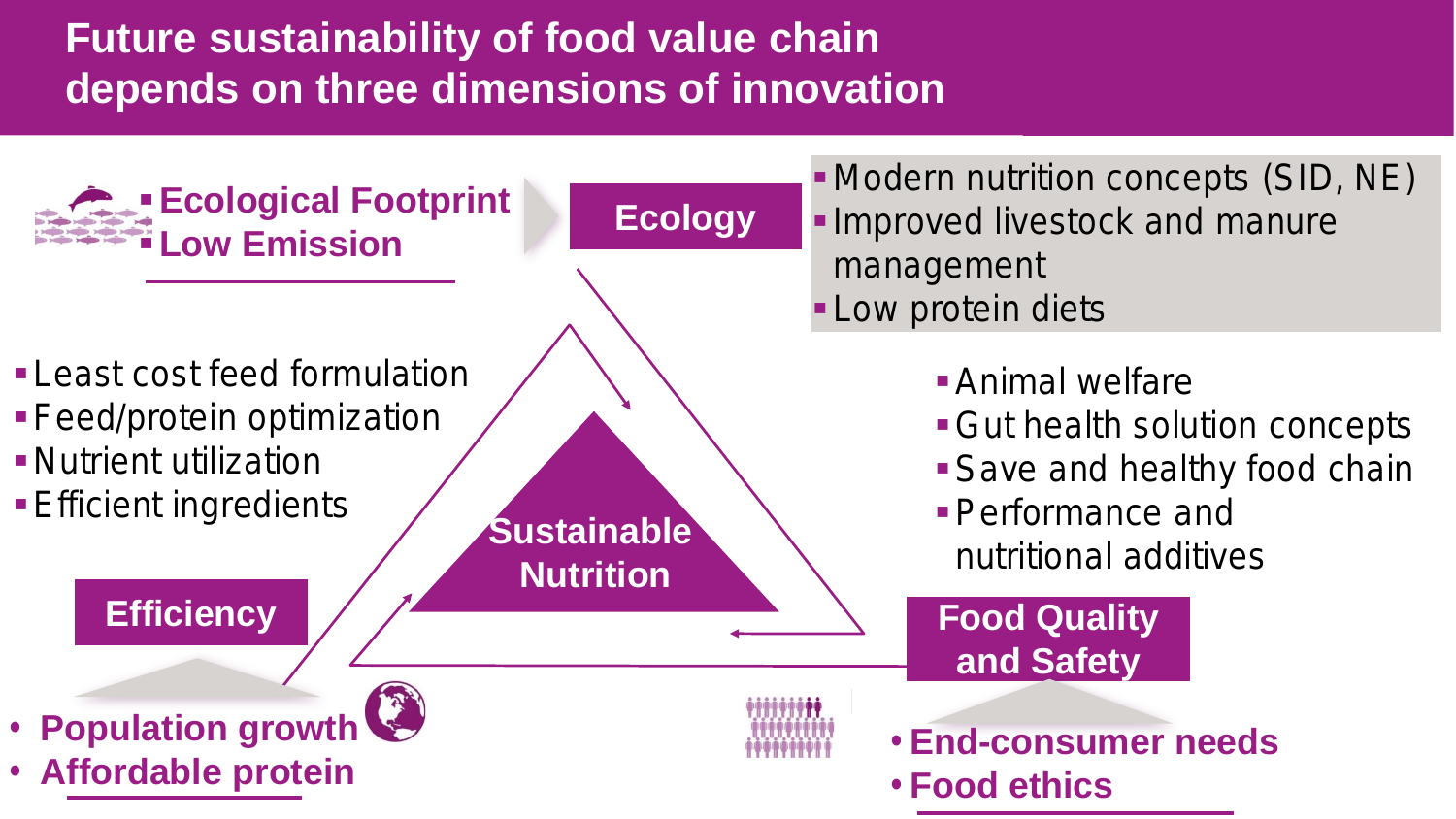# Future sustainability of food value chain depends on three dimensions of innovation

- **Ecological Footprint**
- **Low Emission**

**Ecology**

- Modern nutrition concepts (SID, NE)
- Improved livestock and manure management
- Low protein diets

- Least cost feed formulation
- Feed/protein optimization
- Nutrient utilization
- Efficient ingredients

**Sustainable Nutrition**

- Animal welfare
- Gut health solution concepts
- Save and healthy food chain
- Performance and nutritional additives

**Efficiency**

**Food Quality and Safety**

- **Population growth**
- **Affordable protein**

- **End-consumer needs**
- **Food ethics**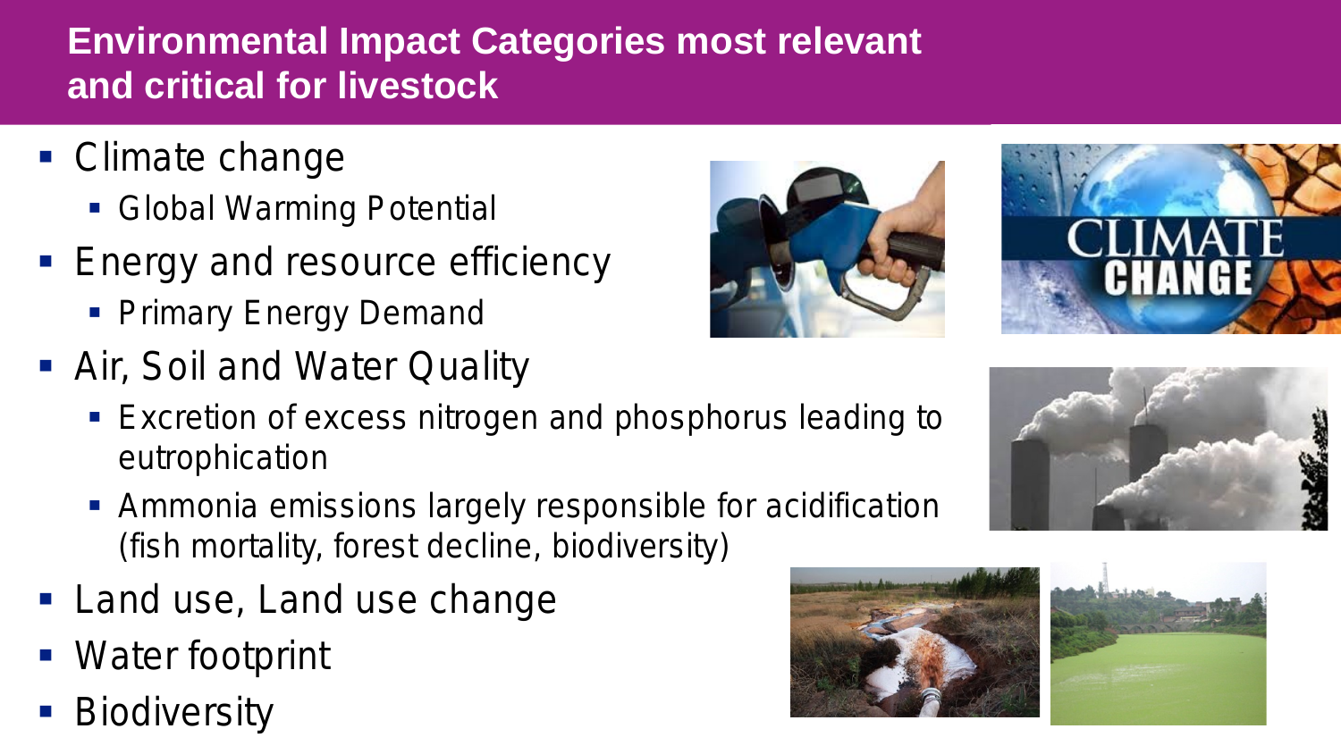# Environmental Impact Categories most relevant and critical for livestock

- Climate change
  - Global Warming Potential
- Energy and resource efficiency
  - Primary Energy Demand
- Air, Soil and Water Quality
  - Excretion of excess nitrogen and phosphorus leading to eutrophication
  - Ammonia emissions largely responsible for acidification (fish mortality, forest decline, biodiversity)
- Land use, Land use change
- Water footprint
- Biodiversity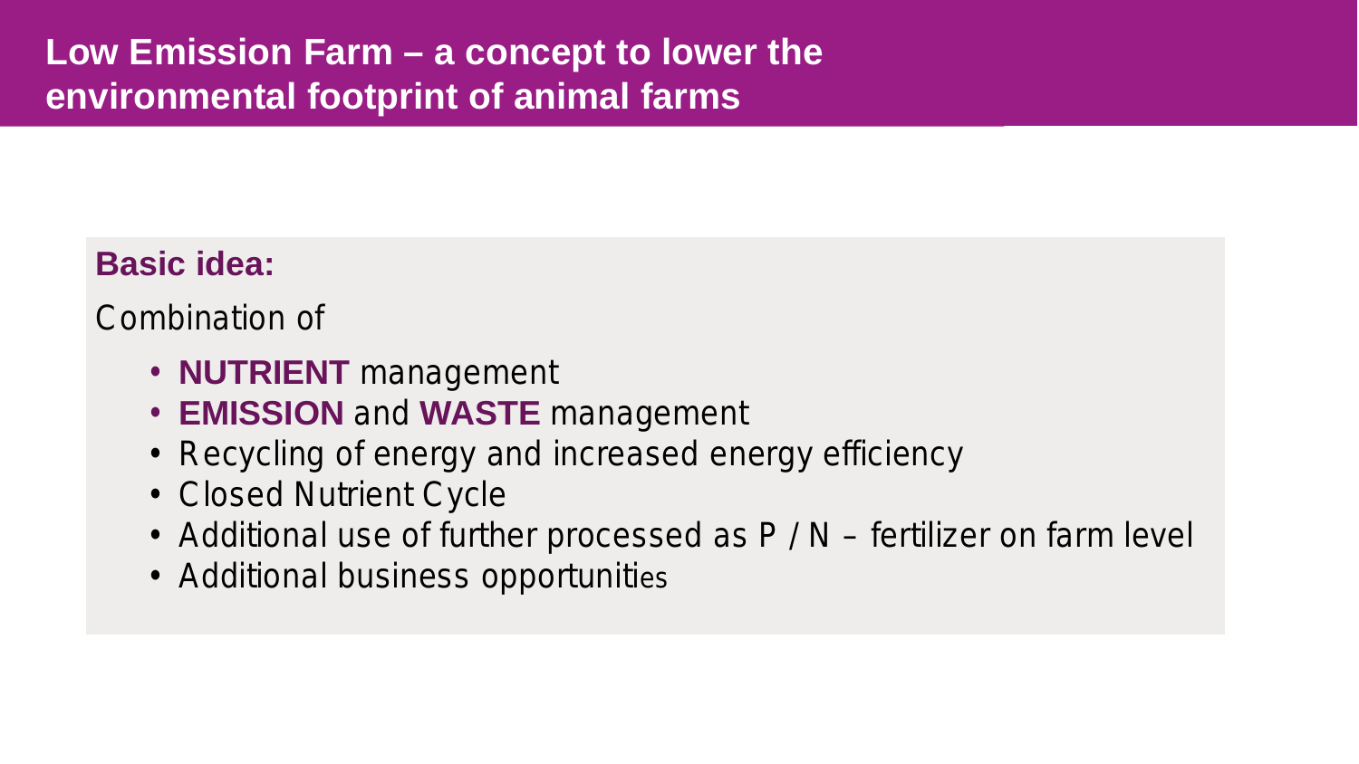# Low Emission Farm – a concept to lower the environmental footprint of animal farms

**Basic idea:**

Combination of

- **NUTRIENT** management
- **EMISSION** and **WASTE** management
- Recycling of energy and increased energy efficiency
- Closed Nutrient Cycle
- Additional use of further processed as P / N – fertilizer on farm level
- Additional business opportunities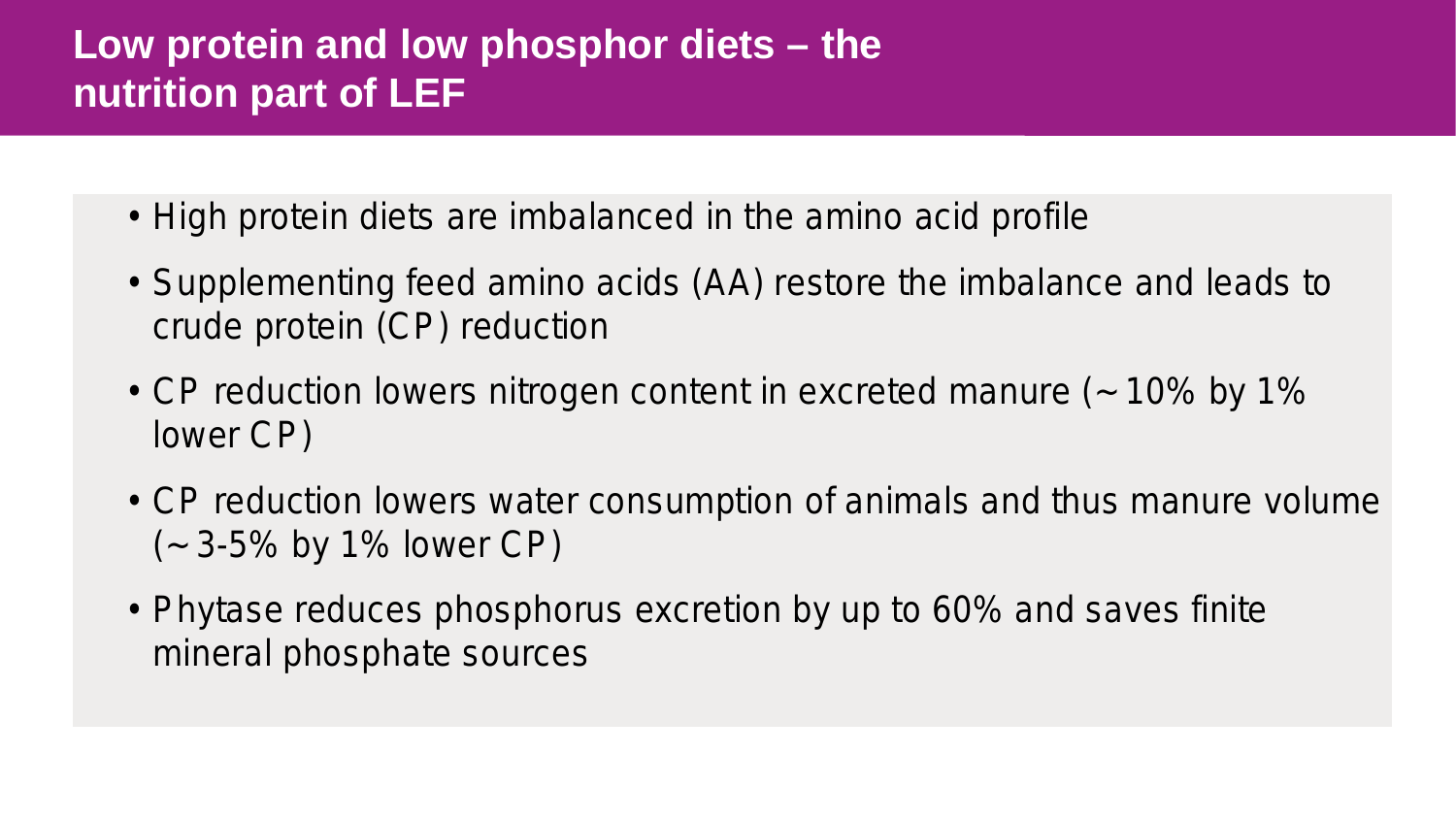# Low protein and low phosphor diets – the nutrition part of LEF

- High protein diets are imbalanced in the amino acid profile
- Supplementing feed amino acids (AA) restore the imbalance and leads to crude protein (CP) reduction
- CP reduction lowers nitrogen content in excreted manure (~10% by 1% lower CP)
- CP reduction lowers water consumption of animals and thus manure volume (~3-5% by 1% lower CP)
- Phytase reduces phosphorus excretion by up to 60% and saves finite mineral phosphate sources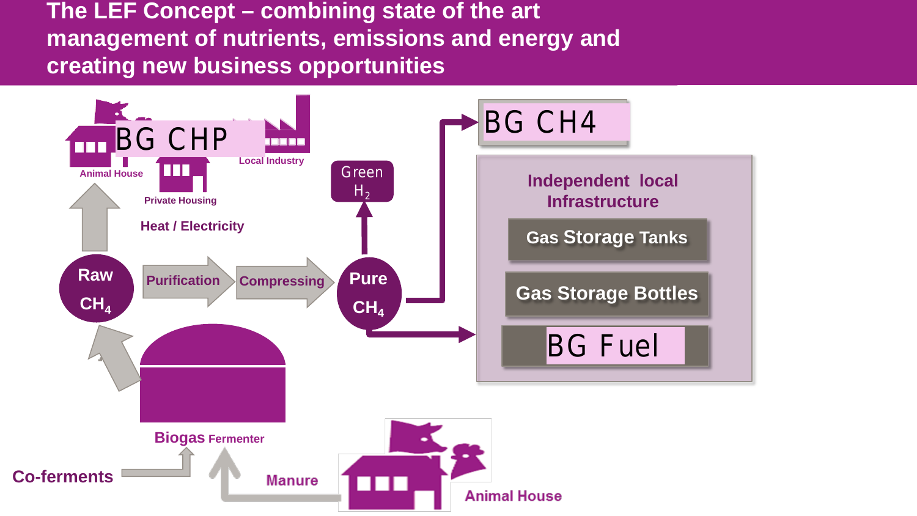# The LEF Concept – combining state of the art management of nutrients, emissions and energy and creating new business opportunities

BG CHP

Animal House

Private Housing

Local Industry

Heat / Electricity

Raw $CH_4$

Purification

Compressing

Pure $CH_4$

Green $H_2$

BG CH4

Independent local Infrastructure

Gas Storage Tanks

Gas Storage Bottles

BG Fuel

Biogas Fermenter

Co-ferments

Manure

Animal House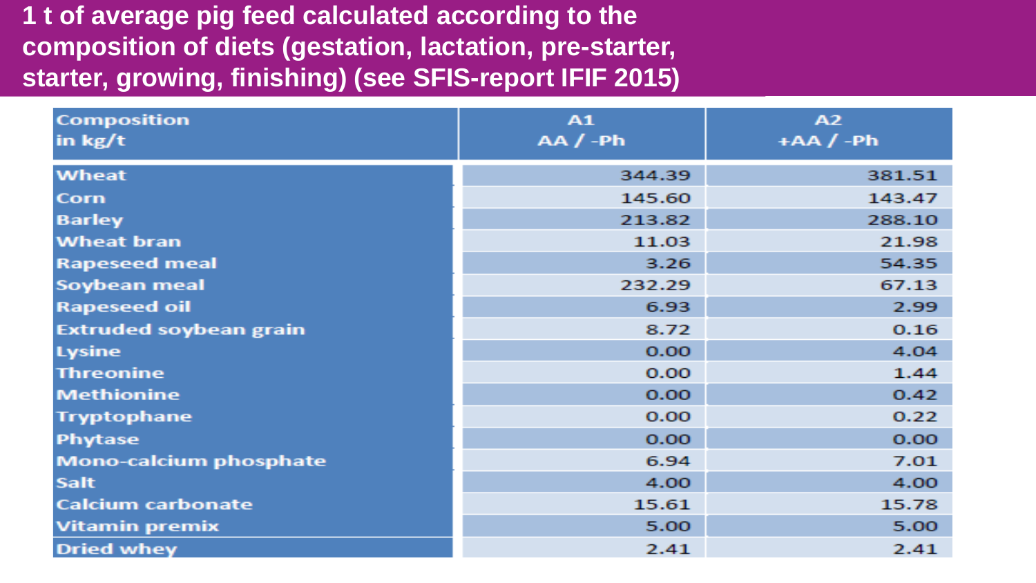# 1 t of average pig feed calculated according to the composition of diets (gestation, lactation, pre-starter, starter, growing, finishing) (see SFIS-report IFIF 2015)

| Composition in kg/t | A1 AA / -Ph | A2 +AA / -Ph |
|---|---|---|
| Wheat | 344.39 | 381.51 |
| Corn | 145.60 | 143.47 |
| Barley | 213.82 | 288.10 |
| Wheat bran | 11.03 | 21.98 |
| Rapeseed meal | 3.26 | 54.35 |
| Soybean meal | 232.29 | 67.13 |
| Rapeseed oil | 6.93 | 2.99 |
| Extruded soybean grain | 8.72 | 0.16 |
| Lysine | 0.00 | 4.04 |
| Threonine | 0.00 | 1.44 |
| Methionine | 0.00 | 0.42 |
| Tryptophane | 0.00 | 0.22 |
| Phytase | 0.00 | 0.00 |
| Mono-calcium phosphate | 6.94 | 7.01 |
| Salt | 4.00 | 4.00 |
| Calcium carbonate | 15.61 | 15.78 |
| Vitamin premix | 5.00 | 5.00 |
| Dried whey | 2.41 | 2.41 |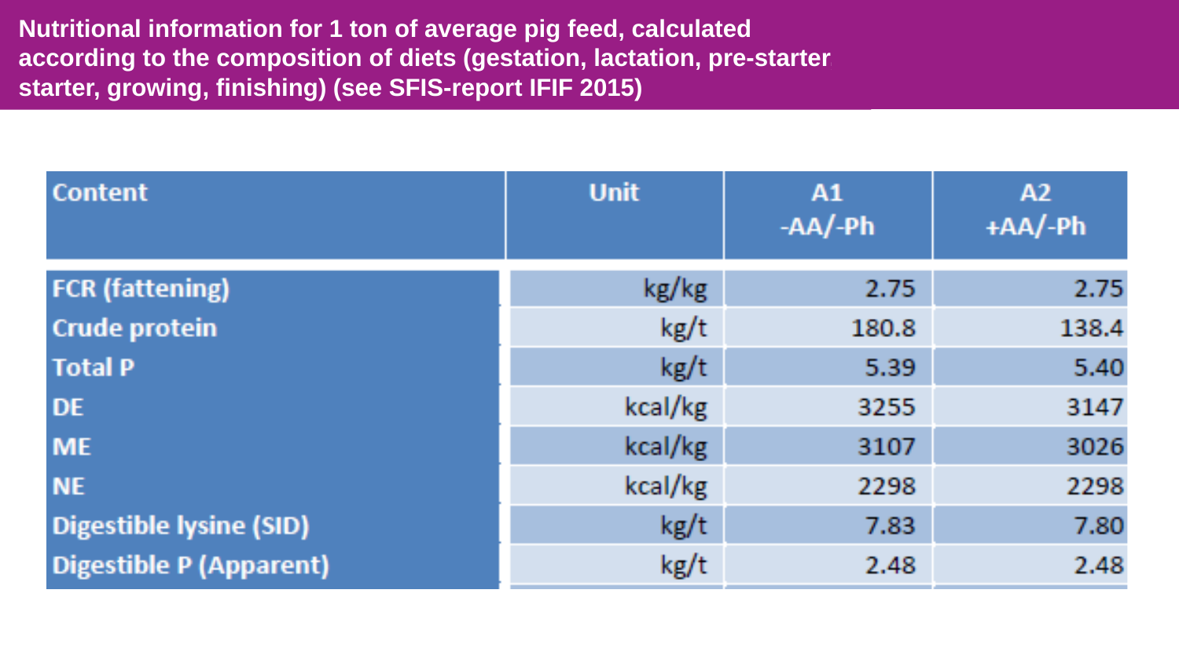# Nutritional information for 1 ton of average pig feed, calculated according to the composition of diets (gestation, lactation, pre-starter starter, growing, finishing) (see SFIS-report IFIF 2015)

| Content | Unit | A1<br>-AA/-Ph | A2<br>+AA/-Ph |
|---|---|---|---|
| FCR (fattening) | kg/kg | 2.75 | 2.75 |
| Crude protein | kg/t | 180.8 | 138.4 |
| Total P | kg/t | 5.39 | 5.40 |
| DE | kcal/kg | 3255 | 3147 |
| ME | kcal/kg | 3107 | 3026 |
| NE | kcal/kg | 2298 | 2298 |
| Digestible lysine (SID) | kg/t | 7.83 | 7.80 |
| Digestible P (Apparent) | kg/t | 2.48 | 2.48 |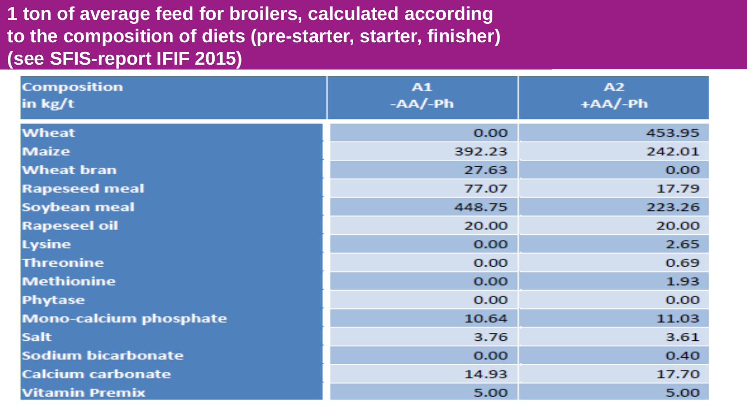# 1 ton of average feed for broilers, calculated according to the composition of diets (pre-starter, starter, finisher) (see SFIS-report IFIF 2015)

| Composition in kg/t | A1 -AA/-Ph | A2 +AA/-Ph |
|---|---|---|
| Wheat | 0.00 | 453.95 |
| Maize | 392.23 | 242.01 |
| Wheat bran | 27.63 | 0.00 |
| Rapeseed meal | 77.07 | 17.79 |
| Soybean meal | 448.75 | 223.26 |
| Rapeseel oil | 20.00 | 20.00 |
| Lysine | 0.00 | 2.65 |
| Threonine | 0.00 | 0.69 |
| Methionine | 0.00 | 1.93 |
| Phytase | 0.00 | 0.00 |
| Mono-calcium phosphate | 10.64 | 11.03 |
| Salt | 3.76 | 3.61 |
| Sodium bicarbonate | 0.00 | 0.40 |
| Calcium carbonate | 14.93 | 17.70 |
| Vitamin Premix | 5.00 | 5.00 |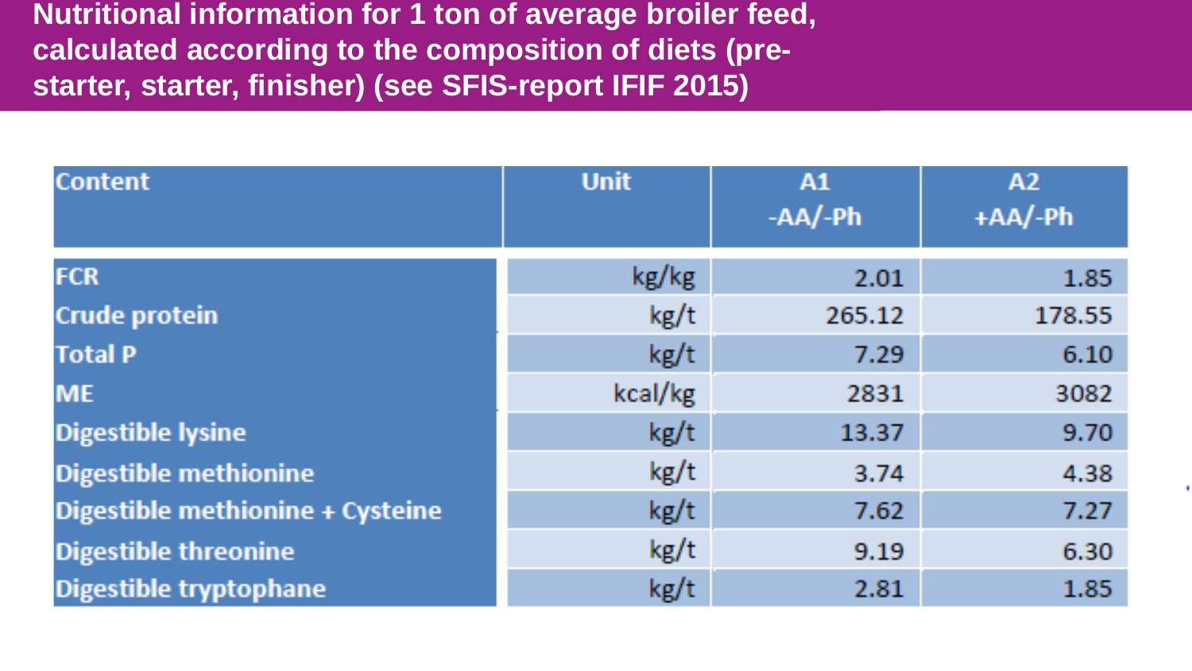# Nutritional information for 1 ton of average broiler feed, calculated according to the composition of diets (pre-starter, starter, finisher) (see SFIS-report IFIF 2015)

| Content | Unit | A1<br>-AA/-Ph | A2<br>+AA/-Ph |
|---|---|---|---|
| FCR | kg/kg | 2.01 | 1.85 |
| Crude protein | kg/t | 265.12 | 178.55 |
| Total P | kg/t | 7.29 | 6.10 |
| ME | kcal/kg | 2831 | 3082 |
| Digestible lysine | kg/t | 13.37 | 9.70 |
| Digestible methionine | kg/t | 3.74 | 4.38 |
| Digestible methionine + Cysteine | kg/t | 7.62 | 7.27 |
| Digestible threonine | kg/t | 9.19 | 6.30 |
| Digestible tryptophane | kg/t | 2.81 | 1.85 |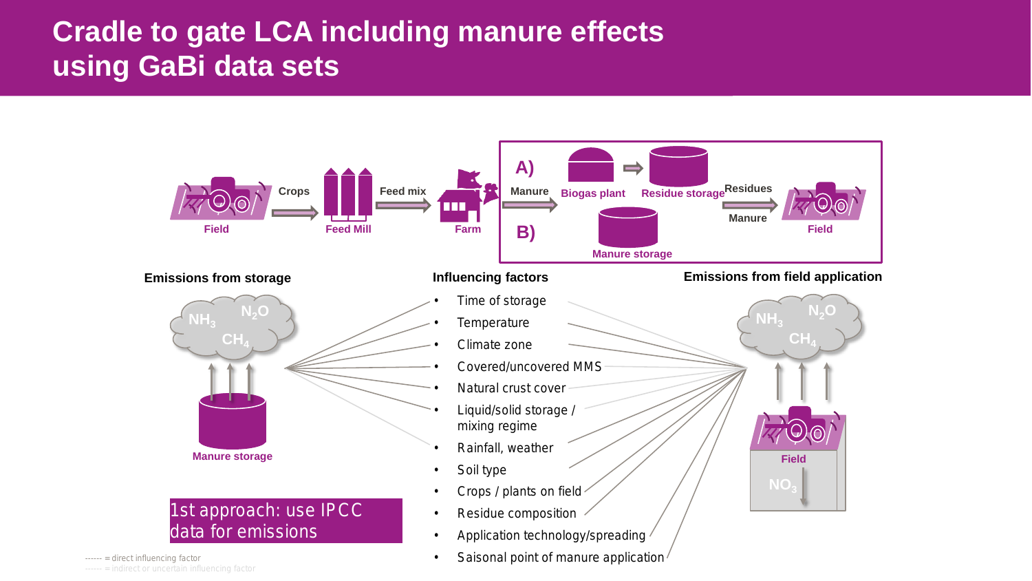# Cradle to gate LCA including manure effects using GaBi data sets

Field → Crops → Feed Mill → Feed mix → Farm → Manure

A) Biogas plant → Residue storage → Residues → Field

B) Manure storage → Manure → Field

**Emissions from storage**

$NH_3$ $N_2O$ $CH_4$

Manure storage

**Influencing factors**

- Time of storage
- Temperature
- Climate zone
- Covered/uncovered MMS
- Natural crust cover
- Liquid/solid storage / mixing regime
- Rainfall, weather
- Soil type
- Crops / plants on field
- Residue composition
- Application technology/spreading
- Saisonal point of manure application

**Emissions from field application**

$NH_3$ $N_2O$ $CH_4$

Field

$NO_3$

1st approach: use IPCC data for emissions

------ = direct influencing factor
------ = indirect or uncertain influencing factor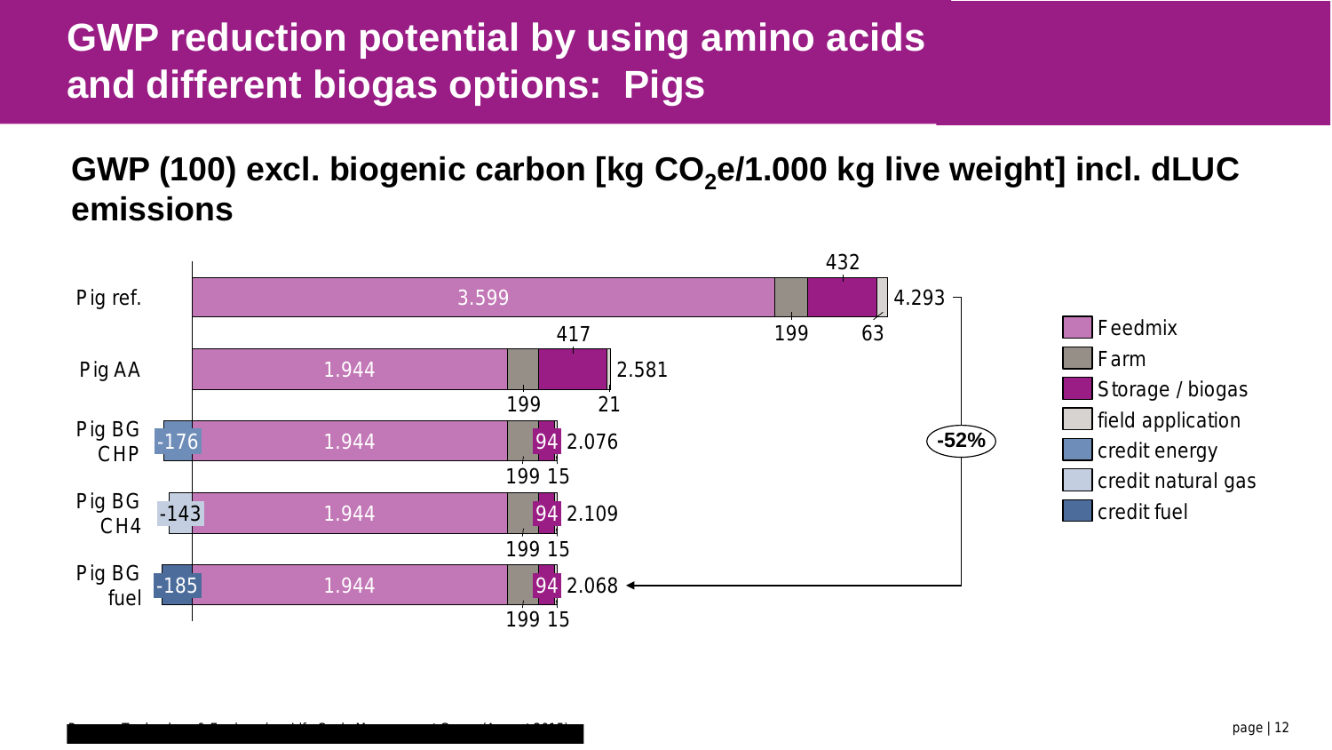# GWP reduction potential by using amino acids and different biogas options: Pigs

## GWP (100) excl. biogenic carbon [kg $CO_2$e/1.000 kg live weight] incl. dLUC emissions

| | Feedmix | Farm | Storage / biogas | field application | credit energy | credit natural gas | credit fuel | Total |
|---|---|---|---|---|---|---|---|---|
| Pig ref. | 3.599 | 199 | 432 | 63 | | | | 4.293 |
| Pig AA | 1.944 | 199 | 417 | 21 | | | | 2.581 |
| Pig BG CHP | 1.944 | 199 | 94 | 15 | -176 | | | 2.076 |
| Pig BG CH4 | 1.944 | 199 | 94 | 15 | | -143 | | 2.109 |
| Pig BG fuel | 1.944 | 199 | 94 | 15 | | | -185 | 2.068 |

-52% (Pig ref. → Pig BG fuel)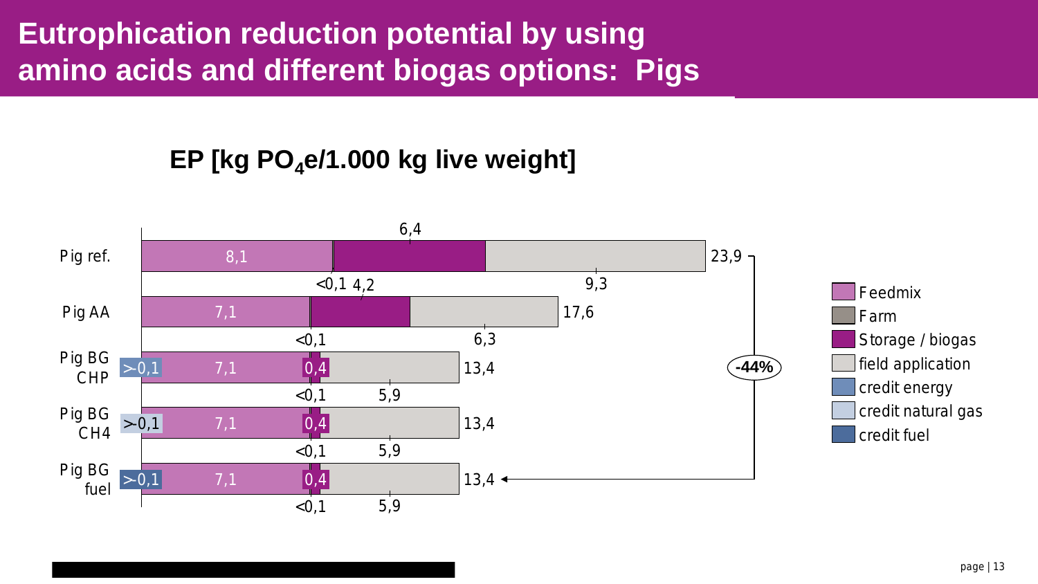# Eutrophication reduction potential by using amino acids and different biogas options: Pigs

**EP [kg $PO_4$e/1.000 kg live weight]**

| | credit | Feedmix | Farm | Storage / biogas | field application | Total |
|---|---|---|---|---|---|---|
| Pig ref. | | 8,1 | <0,1 | 6,4 | 9,3 | 23,9 |
| Pig AA | | 7,1 | <0,1 | 4,2 | 6,3 | 17,6 |
| Pig BG CHP | >-0,1 (credit energy) | 7,1 | <0,1 | 0,4 | 5,9 | 13,4 |
| Pig BG CH4 | >-0,1 (credit natural gas) | 7,1 | <0,1 | 0,4 | 5,9 | 13,4 |
| Pig BG fuel | >-0,1 (credit fuel) | 7,1 | <0,1 | 0,4 | 5,9 | 13,4 |

Reduction from Pig ref. (23,9) to Pig BG fuel (13,4): **-44%**

Legend: Feedmix, Farm, Storage / biogas, field application, credit energy, credit natural gas, credit fuel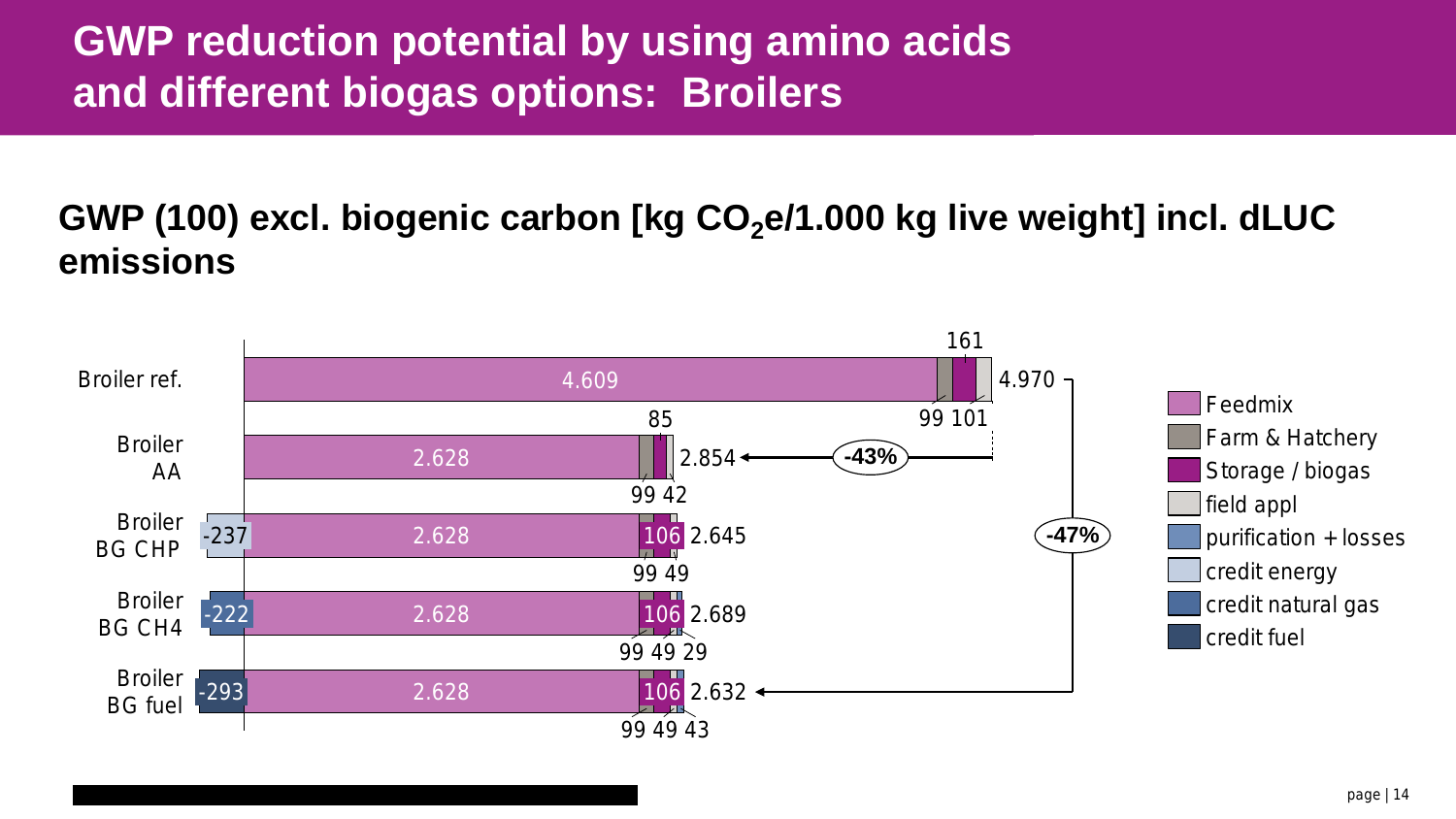# GWP reduction potential by using amino acids and different biogas options: Broilers

## GWP (100) excl. biogenic carbon [kg $CO_2$e/1.000 kg live weight] incl. dLUC emissions

| Scenario | credit energy / natural gas / fuel | Feedmix | Farm & Hatchery | Storage / biogas | field appl | purification + losses | Total |
|---|---|---|---|---|---|---|---|
| Broiler ref. | | 4.609 | 99 | 161 | 101 | | 4.970 |
| Broiler AA | | 2.628 | 99 | 85 | 42 | | 2.854 |
| Broiler BG CHP | -237 (credit energy) | 2.628 | 99 | 106 | 49 | | 2.645 |
| Broiler BG CH4 | -222 (credit natural gas) | 2.628 | 99 | 106 | 49 | 29 | 2.689 |
| Broiler BG fuel | -293 (credit fuel) | 2.628 | 99 | 106 | 49 | 43 | 2.632 |

Broiler ref. → Broiler AA: -43%

Broiler ref. → Broiler BG fuel: -47%

Legend: Feedmix; Farm & Hatchery; Storage / biogas; field appl; purification + losses; credit energy; credit natural gas; credit fuel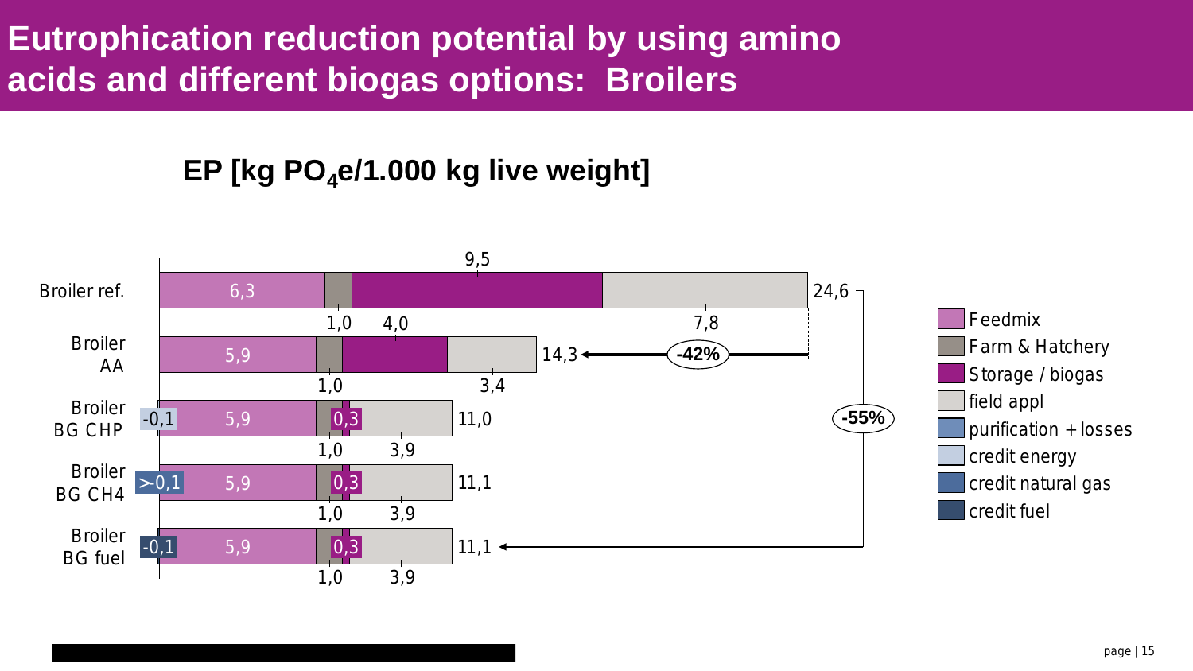# Eutrophication reduction potential by using amino acids and different biogas options: Broilers

**EP [kg $PO_4$e/1.000 kg live weight]**

| | Credit | Feedmix | Farm & Hatchery | Storage / biogas | field appl | Total |
|---|---|---|---|---|---|---|
| Broiler ref. | | 6,3 | 1,0 | 9,5 | 7,8 | 24,6 |
| Broiler AA | | 5,9 | 1,0 | 4,0 | 3,4 | 14,3 |
| Broiler BG CHP | -0,1 | 5,9 | 1,0 | 0,3 | 3,9 | 11,0 |
| Broiler BG CH4 | >0,1 | 5,9 | 1,0 | 0,3 | 3,9 | 11,1 |
| Broiler BG fuel | -0,1 | 5,9 | 1,0 | 0,3 | 3,9 | 11,1 |

Broiler AA vs. Broiler ref.: -42%

Broiler BG fuel vs. Broiler ref.: -55%

Legend: Feedmix; Farm & Hatchery; Storage / biogas; field appl; purification + losses; credit energy; credit natural gas; credit fuel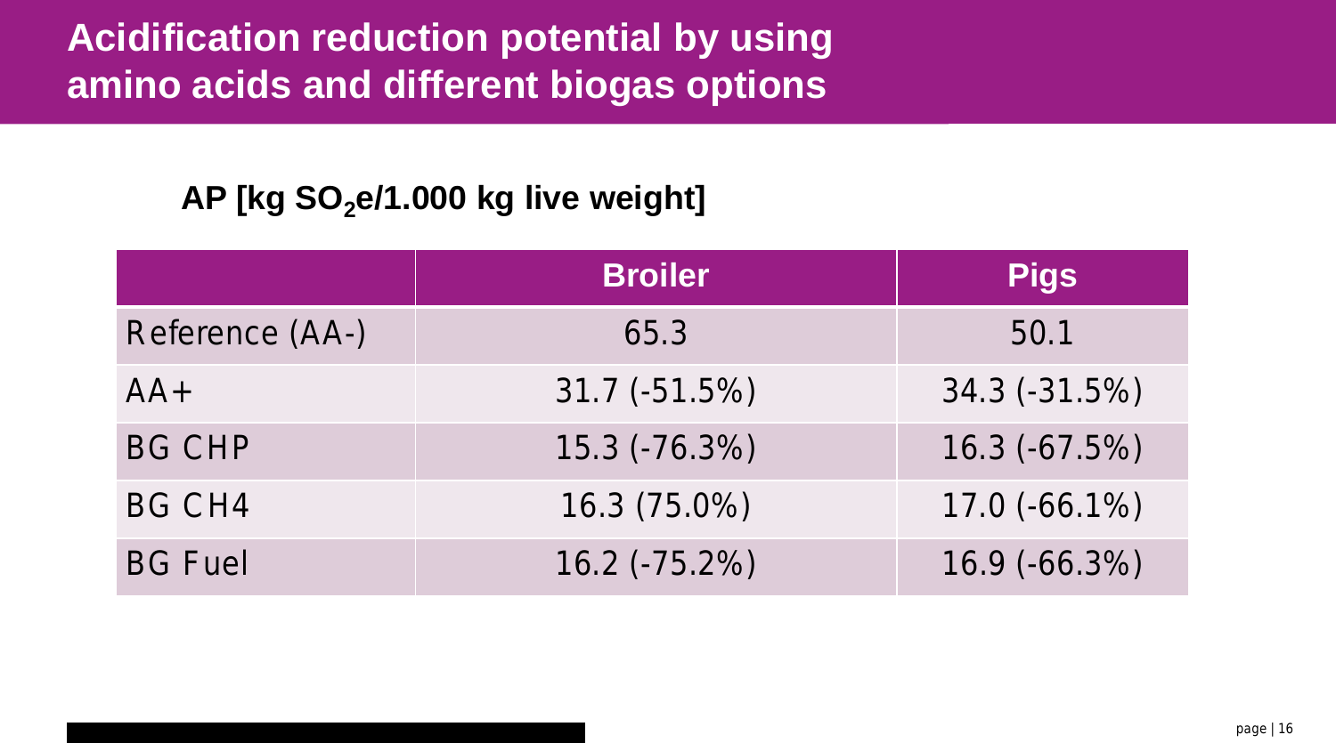# Acidification reduction potential by using amino acids and different biogas options

**AP [kg $SO_2$e/1.000 kg live weight]**

| | Broiler | Pigs |
|---|---|---|
| Reference (AA-) | 65.3 | 50.1 |
| AA+ | 31.7 (-51.5%) | 34.3 (-31.5%) |
| BG CHP | 15.3 (-76.3%) | 16.3 (-67.5%) |
| BG CH4 | 16.3 (75.0%) | 17.0 (-66.1%) |
| BG Fuel | 16.2 (-75.2%) | 16.9 (-66.3%) |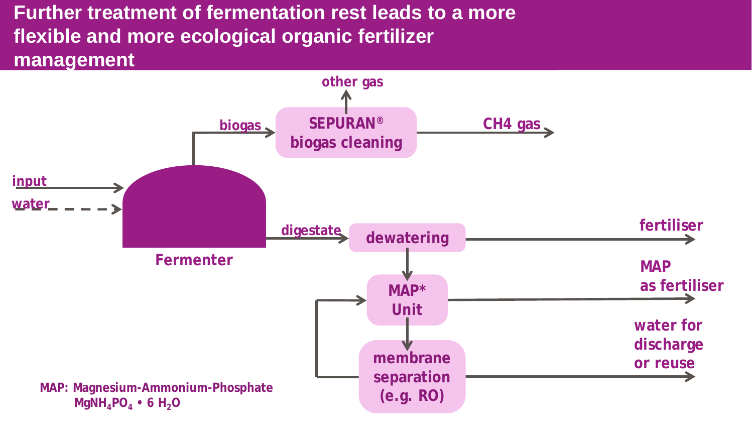# Further treatment of fermentation rest leads to a more flexible and more ecological organic fertilizer management

other gas

biogas

SEPURAN® biogas cleaning

CH4 gas

input

water

Fermenter

digestate

dewatering

fertiliser

MAP* Unit

MAP as fertiliser

membrane separation (e.g. RO)

water for discharge or reuse

MAP: Magnesium-Ammonium-Phosphate
$MgNH_4PO_4 \cdot 6\ H_2O$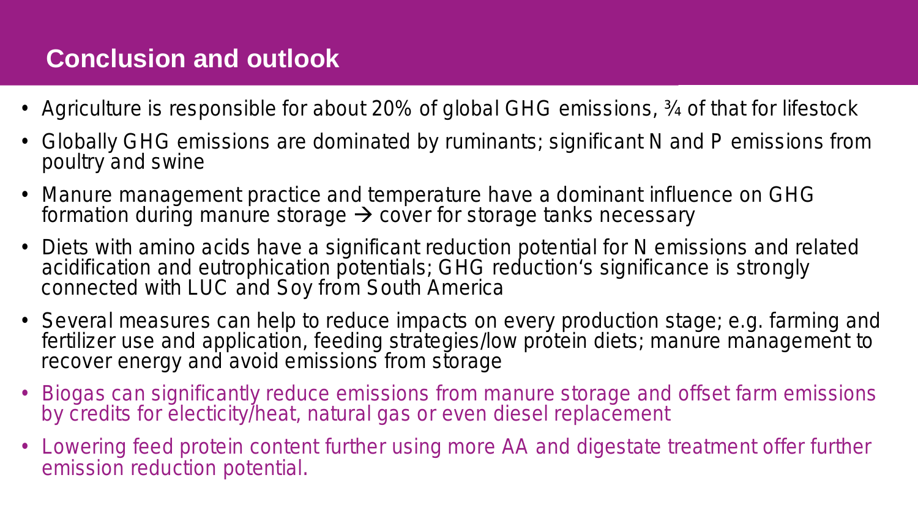## Conclusion and outlook

- Agriculture is responsible for about 20% of global GHG emissions, ¾ of that for lifestock
- Globally GHG emissions are dominated by ruminants; significant N and P emissions from poultry and swine
- Manure management practice and temperature have a dominant influence on GHG formation during manure storage → cover for storage tanks necessary
- Diets with amino acids have a significant reduction potential for N emissions and related acidification and eutrophication potentials; GHG reduction's significance is strongly connected with LUC and Soy from South America
- Several measures can help to reduce impacts on every production stage; e.g. farming and fertilizer use and application, feeding strategies/low protein diets; manure management to recover energy and avoid emissions from storage
- Biogas can significantly reduce emissions from manure storage and offset farm emissions by credits for electicity/heat, natural gas or even diesel replacement
- Lowering feed protein content further using more AA and digestate treatment offer further emission reduction potential.